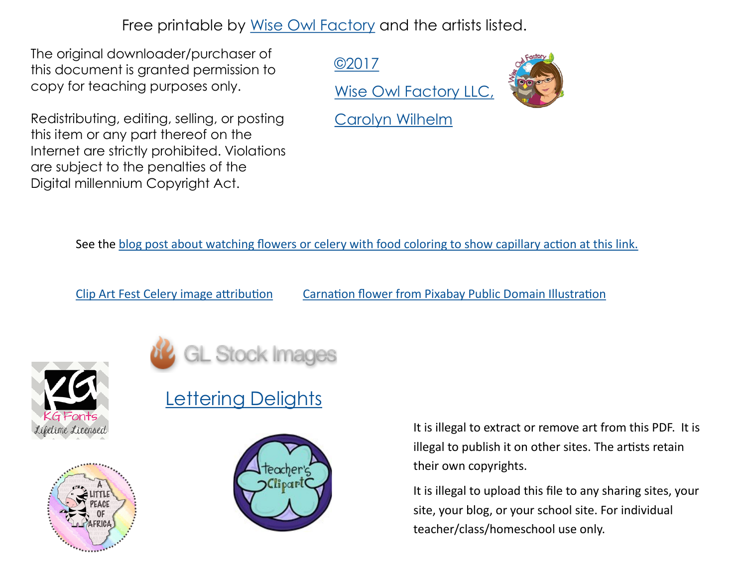Free printable by Wise Owl Factory and the artists listed.

The original downloader/purchaser of this document is granted permission to copy for teaching purposes only.

Redistributing, editing, selling, or posting this item or any part thereof on the Internet are strictly prohibited. Violations are subject to the penalties of the Digital millennium Copyright Act.

©2017

Wise Owl Factory LLC,

Carolyn Wilhelm

See the blog post about watching flowers or celery with food coloring to show capillary action at this link.

Clip Art Fest Celery image attribution

Carnation flower from Pixabay Public Domain Illustration

GL Stock Images

Lettering Delights

KG Fonts Lifetime Licensed

A Little Peace of Africa

teacher's Clipart

It is illegal to extract or remove art from this PDF. It is illegal to publish it on other sites. The artists retain their own copyrights.

It is illegal to upload this file to any sharing sites, your site, your blog, or your school site. For individual teacher/class/homeschool use only.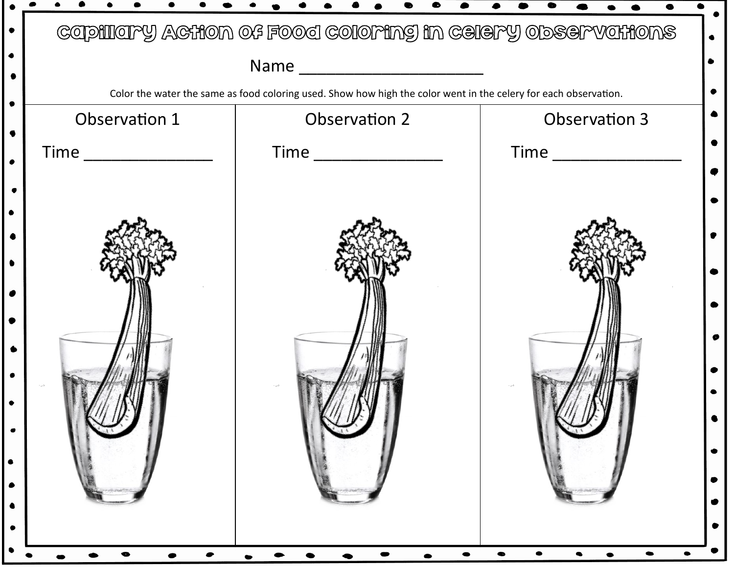# Capillary Action of Food Coloring in Celery Observations

Name ____________________

Color the water the same as food coloring used. Show how high the color went in the celery for each observation.

| Observation 1 | Observation 2 | Observation 3 |
| --- | --- | --- |
| Time ______________ | Time ______________ | Time ______________ |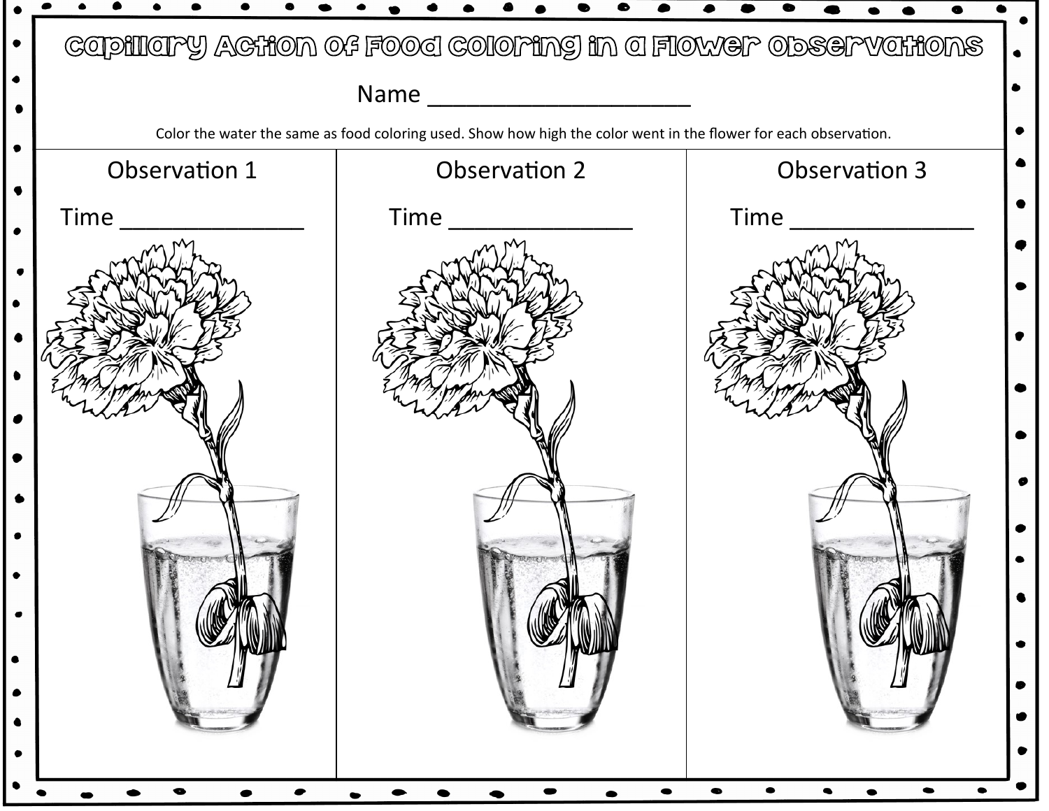# Capillary Action of Food Coloring in a Flower Observations

Name ____________________

Color the water the same as food coloring used. Show how high the color went in the flower for each observation.

| Observation 1 | Observation 2 | Observation 3 |
| --- | --- | --- |
| Time _______________ | Time _______________ | Time _______________ |